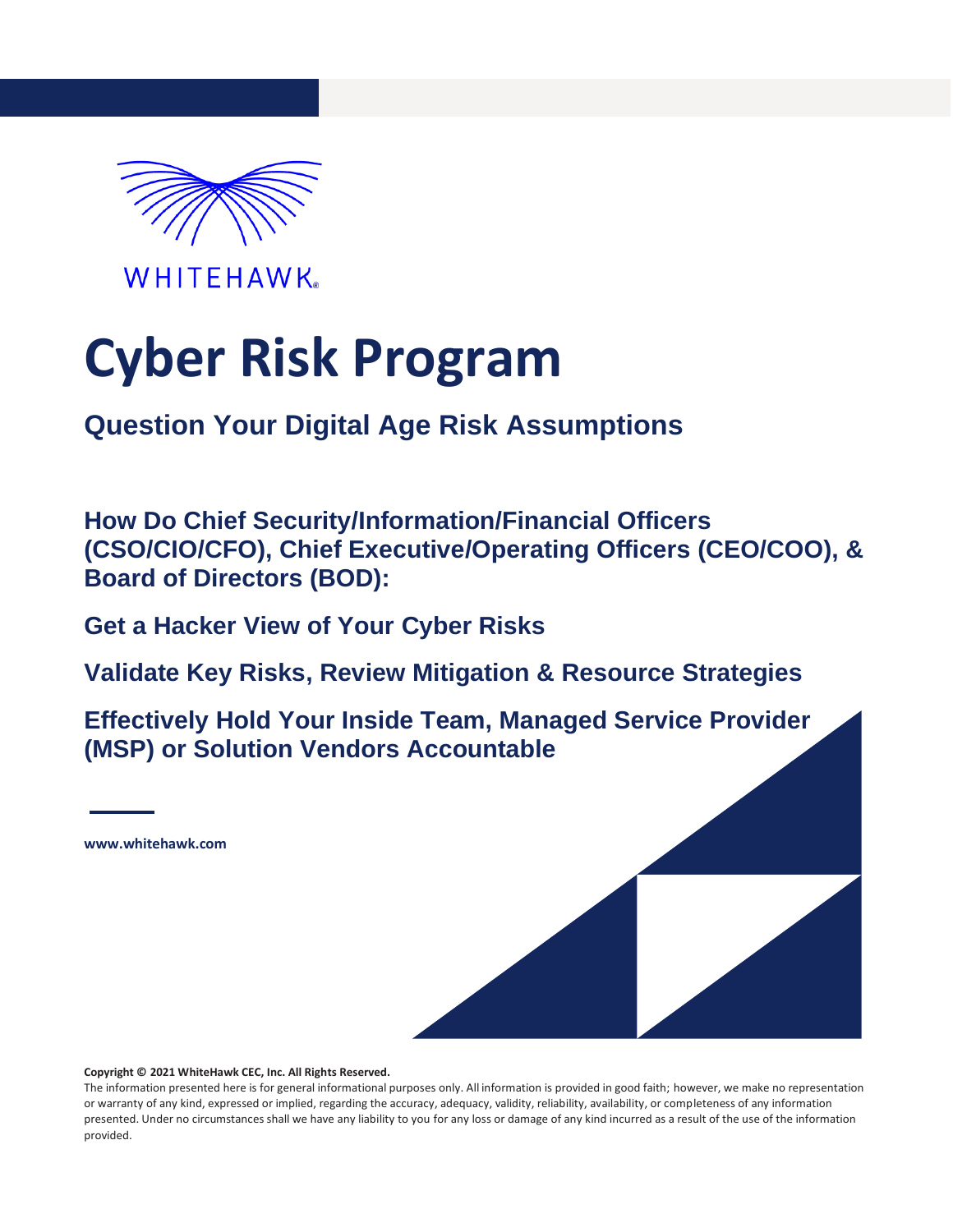WHITEHAWK®

# Cyber Risk Program

## Question Your Digital Age Risk Assumptions

### How Do Chief Security/Information/Financial Officers (CSO/CIO/CFO), Chief Executive/Operating Officers (CEO/COO), & Board of Directors (BOD):

### Get a Hacker View of Your Cyber Risks

### Validate Key Risks, Review Mitigation & Resource Strategies

### Effectively Hold Your Inside Team, Managed Service Provider (MSP) or Solution Vendors Accountable

**www.whitehawk.com**

**Copyright © 2021 WhiteHawk CEC, Inc. All Rights Reserved.**

The information presented here is for general informational purposes only. All information is provided in good faith; however, we make no representation or warranty of any kind, expressed or implied, regarding the accuracy, adequacy, validity, reliability, availability, or completeness of any information presented. Under no circumstances shall we have any liability to you for any loss or damage of any kind incurred as a result of the use of the information provided.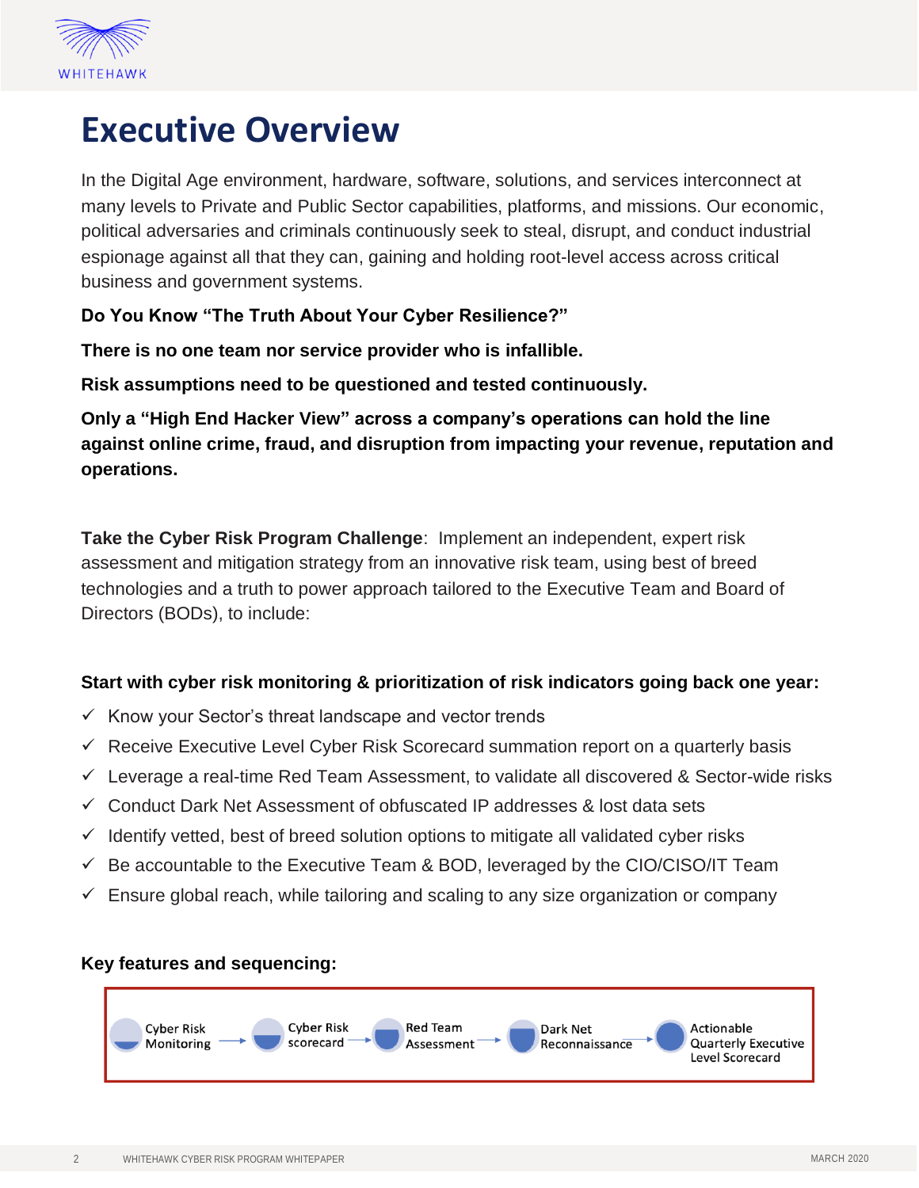# Executive Overview

In the Digital Age environment, hardware, software, solutions, and services interconnect at many levels to Private and Public Sector capabilities, platforms, and missions. Our economic, political adversaries and criminals continuously seek to steal, disrupt, and conduct industrial espionage against all that they can, gaining and holding root-level access across critical business and government systems.

**Do You Know "The Truth About Your Cyber Resilience?"**

**There is no one team nor service provider who is infallible.**

**Risk assumptions need to be questioned and tested continuously.**

**Only a "High End Hacker View" across a company's operations can hold the line against online crime, fraud, and disruption from impacting your revenue, reputation and operations.**

**Take the Cyber Risk Program Challenge**: Implement an independent, expert risk assessment and mitigation strategy from an innovative risk team, using best of breed technologies and a truth to power approach tailored to the Executive Team and Board of Directors (BODs), to include:

**Start with cyber risk monitoring & prioritization of risk indicators going back one year:**

- ✓ Know your Sector's threat landscape and vector trends
- ✓ Receive Executive Level Cyber Risk Scorecard summation report on a quarterly basis
- ✓ Leverage a real-time Red Team Assessment, to validate all discovered & Sector-wide risks
- ✓ Conduct Dark Net Assessment of obfuscated IP addresses & lost data sets
- ✓ Identify vetted, best of breed solution options to mitigate all validated cyber risks
- ✓ Be accountable to the Executive Team & BOD, leveraged by the CIO/CISO/IT Team
- ✓ Ensure global reach, while tailoring and scaling to any size organization or company

**Key features and sequencing:**

Cyber Risk Monitoring → Cyber Risk scorecard → Red Team Assessment → Dark Net Reconnaissance → Actionable Quarterly Executive Level Scorecard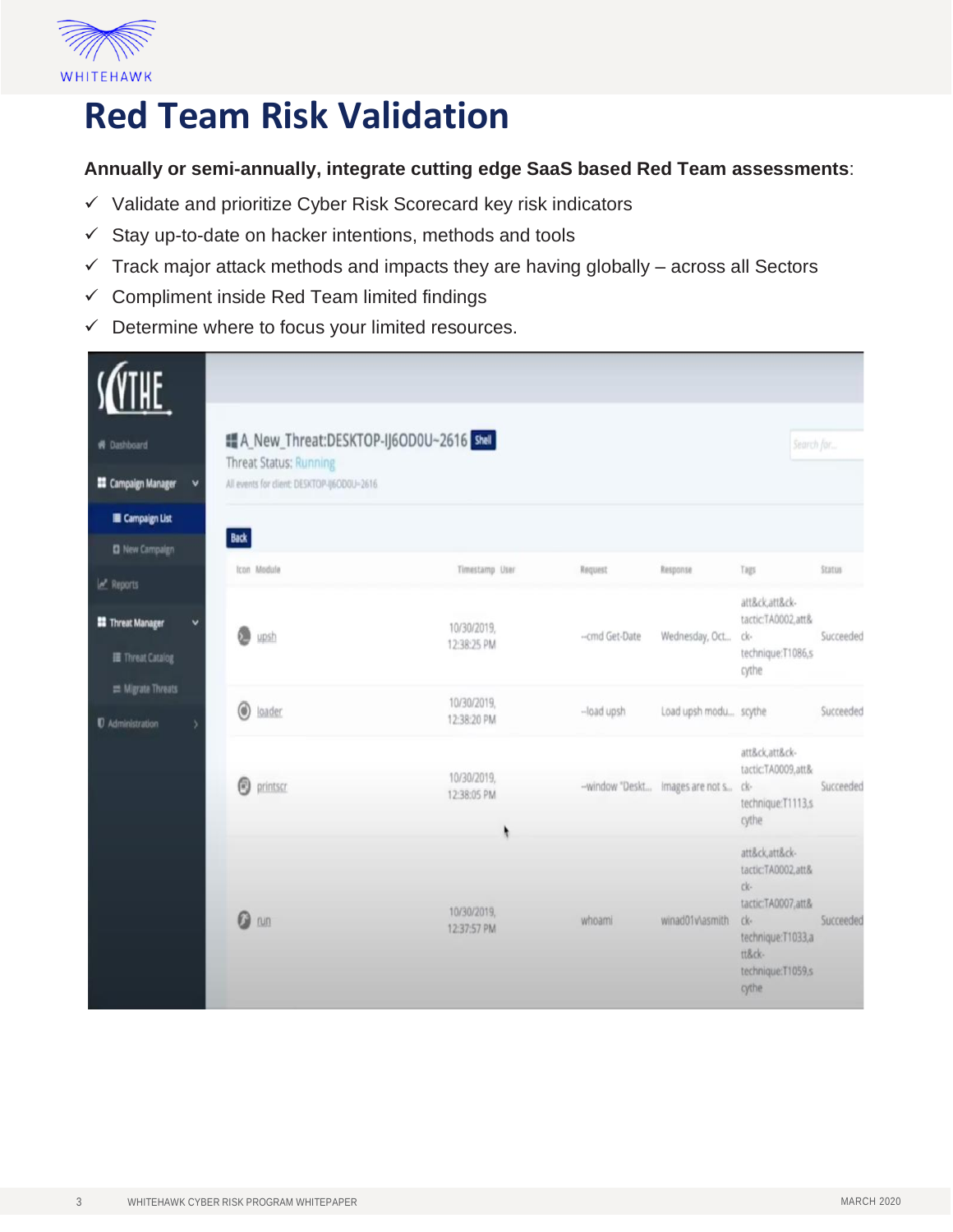# Red Team Risk Validation

**Annually or semi-annually, integrate cutting edge SaaS based Red Team assessments**:

- ✓ Validate and prioritize Cyber Risk Scorecard key risk indicators
- ✓ Stay up-to-date on hacker intentions, methods and tools
- ✓ Track major attack methods and impacts they are having globally – across all Sectors
- ✓ Compliment inside Red Team limited findings
- ✓ Determine where to focus your limited resources.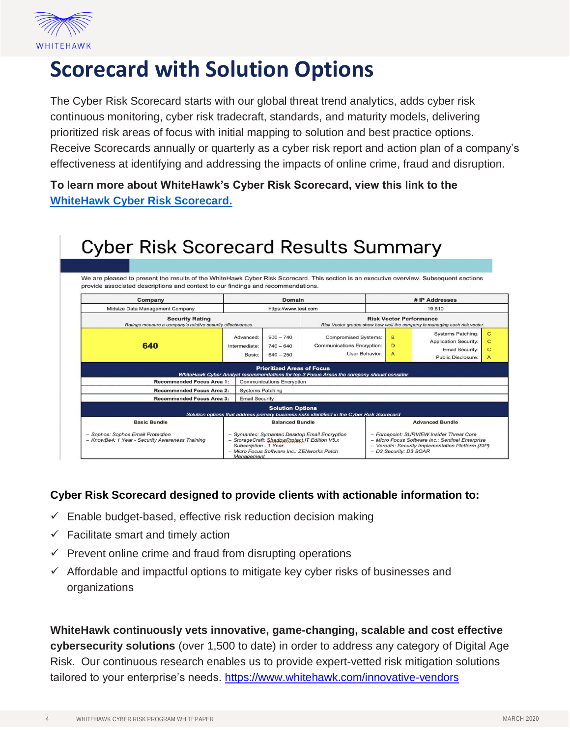# Scorecard with Solution Options

The Cyber Risk Scorecard starts with our global threat trend analytics, adds cyber risk continuous monitoring, cyber risk tradecraft, standards, and maturity models, delivering prioritized risk areas of focus with initial mapping to solution and best practice options. Receive Scorecards annually or quarterly as a cyber risk report and action plan of a company's effectiveness at identifying and addressing the impacts of online crime, fraud and disruption.

**To learn more about WhiteHawk's Cyber Risk Scorecard, view this link to the [WhiteHawk Cyber Risk Scorecard.]()**

## Cyber Risk Scorecard Results Summary

We are pleased to present the results of the WhiteHawk Cyber Risk Scorecard. This section is an executive overview. Subsequent sections provide associated descriptions and context to our findings and recommendations.

| Company | Domain | # IP Addresses |
|---|---|---|
| Midsize Data Management Company | https://www.test.com | 19,610 |

| Security Rating *Ratings measure a company's relative security effectiveness.* | | | Risk Vector Performance *Risk Vector grades show how well the company is managing each risk vector.* | | | |
|---|---|---|---|---|---|---|
| 640 | Advanced: | 900 – 740 | Compromised Systems: | B | Systems Patching: | C |
| | Intermediate: | 740 – 640 | Communications Encryption: | D | Application Security: | C |
| | Basic: | 640 – 250 | User Behavior: | A | Email Security: | C |
| | | | | | Public Disclosure: | A |

| Prioritized Areas of Focus *WhiteHawk Cyber Analyst recommendations for top-3 Focus Areas the company should consider* | |
|---|---|
| Recommended Focus Area 1: | Communications Encryption |
| Recommended Focus Area 2: | Systems Patching |
| Recommended Focus Area 3: | Email Security |

**Solution Options**
*Solution options that address primary business risks identified in the Cyber Risk Scorecard*

| Basic Bundle | Balanced Bundle | Advanced Bundle |
|---|---|---|
| – Sophos: Sophos Email Protection<br>– KnowBe4: 1 Year - Security Awareness Training | – Symantec: Symantec Desktop Email Encryption<br>– StorageCraft: ShadowProtect IT Edition V5.x Subscription - 1 Year<br>– Micro Focus Software Inc.: ZENworks Patch Management | – Forcepoint: SURVIEW Insider Threat Core<br>– Micro Focus Software Inc.: Sentinel Enterprise<br>– Verodin: Security Implementation Platform (SIP)<br>– D3 Security: D3 SOAR |

**Cyber Risk Scorecard designed to provide clients with actionable information to:**

- ✓ Enable budget-based, effective risk reduction decision making
- ✓ Facilitate smart and timely action
- ✓ Prevent online crime and fraud from disrupting operations
- ✓ Affordable and impactful options to mitigate key cyber risks of businesses and organizations

**WhiteHawk continuously vets innovative, game-changing, scalable and cost effective cybersecurity solutions** (over 1,500 to date) in order to address any category of Digital Age Risk. Our continuous research enables us to provide expert-vetted risk mitigation solutions tailored to your enterprise's needs. https://www.whitehawk.com/innovative-vendors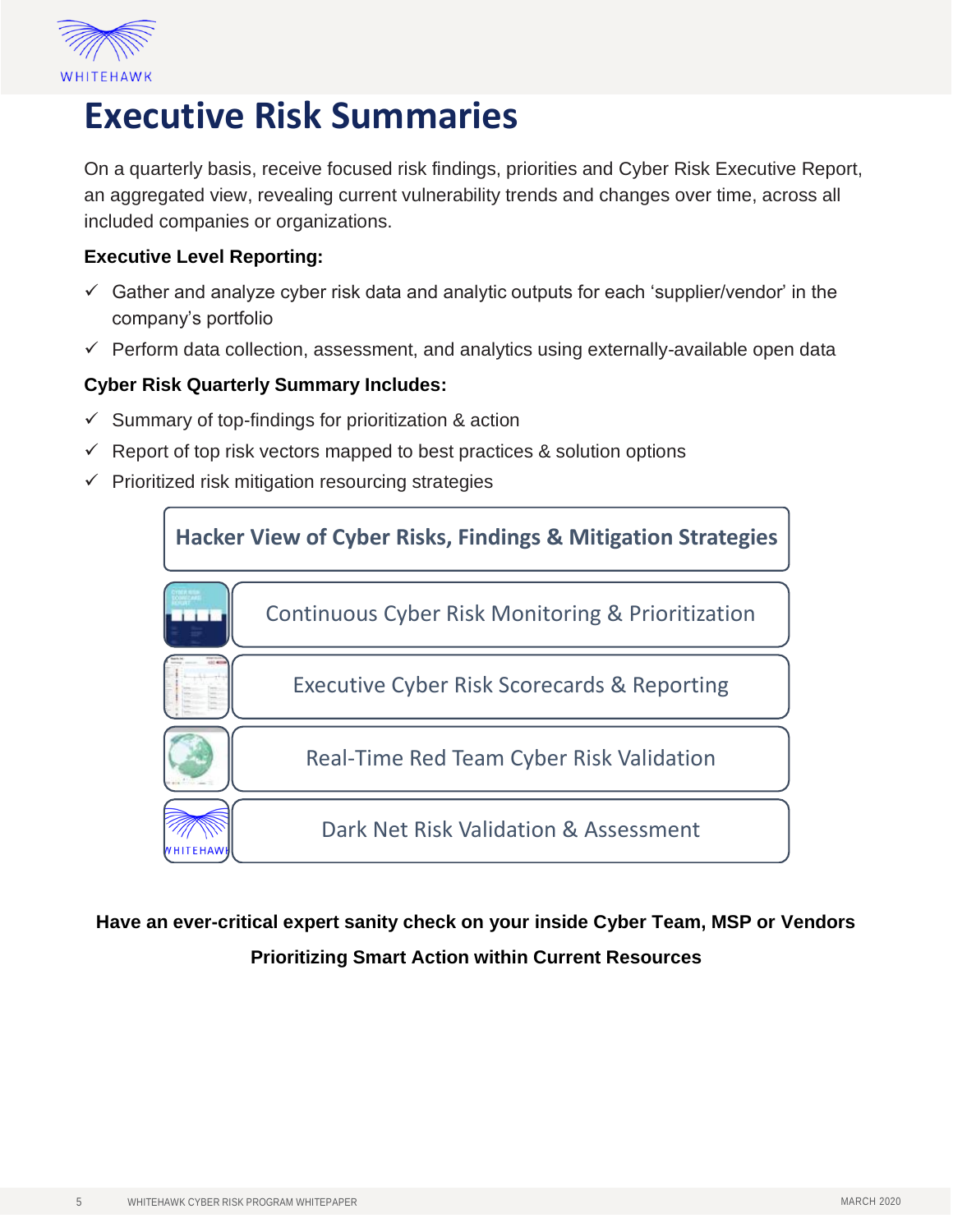# Executive Risk Summaries

On a quarterly basis, receive focused risk findings, priorities and Cyber Risk Executive Report, an aggregated view, revealing current vulnerability trends and changes over time, across all included companies or organizations.

**Executive Level Reporting:**

- ✓ Gather and analyze cyber risk data and analytic outputs for each 'supplier/vendor' in the company's portfolio
- ✓ Perform data collection, assessment, and analytics using externally-available open data

**Cyber Risk Quarterly Summary Includes:**

- ✓ Summary of top-findings for prioritization & action
- ✓ Report of top risk vectors mapped to best practices & solution options
- ✓ Prioritized risk mitigation resourcing strategies

**Hacker View of Cyber Risks, Findings & Mitigation Strategies**

- Continuous Cyber Risk Monitoring & Prioritization
- Executive Cyber Risk Scorecards & Reporting
- Real-Time Red Team Cyber Risk Validation
- Dark Net Risk Validation & Assessment

**Have an ever-critical expert sanity check on your inside Cyber Team, MSP or Vendors**

**Prioritizing Smart Action within Current Resources**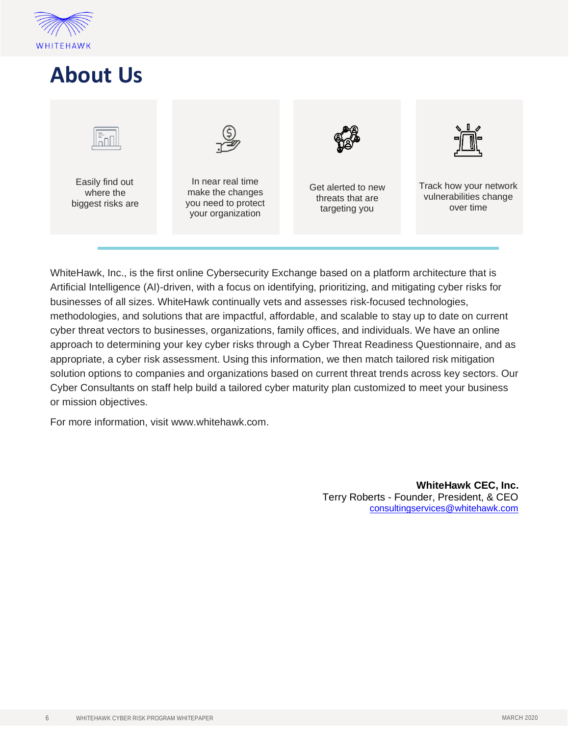# About Us

| Easily find out where the biggest risks are | In near real time make the changes you need to protect your organization | Get alerted to new threats that are targeting you | Track how your network vulnerabilities change over time |
|---|---|---|---|

WhiteHawk, Inc., is the first online Cybersecurity Exchange based on a platform architecture that is Artificial Intelligence (AI)-driven, with a focus on identifying, prioritizing, and mitigating cyber risks for businesses of all sizes. WhiteHawk continually vets and assesses risk-focused technologies, methodologies, and solutions that are impactful, affordable, and scalable to stay up to date on current cyber threat vectors to businesses, organizations, family offices, and individuals. We have an online approach to determining your key cyber risks through a Cyber Threat Readiness Questionnaire, and as appropriate, a cyber risk assessment. Using this information, we then match tailored risk mitigation solution options to companies and organizations based on current threat trends across key sectors. Our Cyber Consultants on staff help build a tailored cyber maturity plan customized to meet your business or mission objectives.

For more information, visit www.whitehawk.com.

**WhiteHawk CEC, Inc.**
Terry Roberts - Founder, President, & CEO
consultingservices@whitehawk.com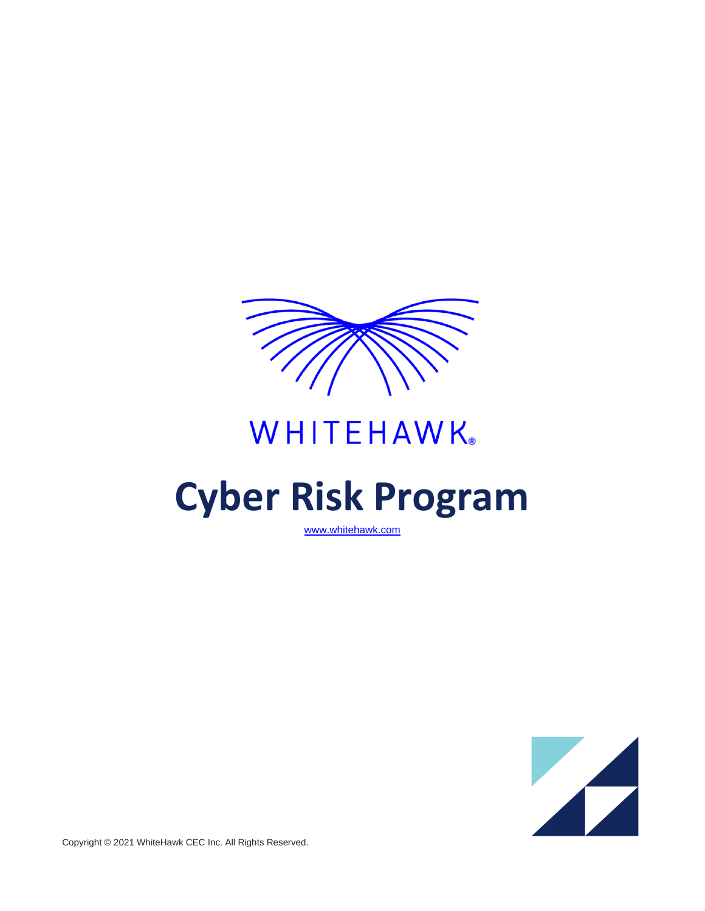WHITEHAWK®

# Cyber Risk Program

www.whitehawk.com

Copyright © 2021 WhiteHawk CEC Inc. All Rights Reserved.